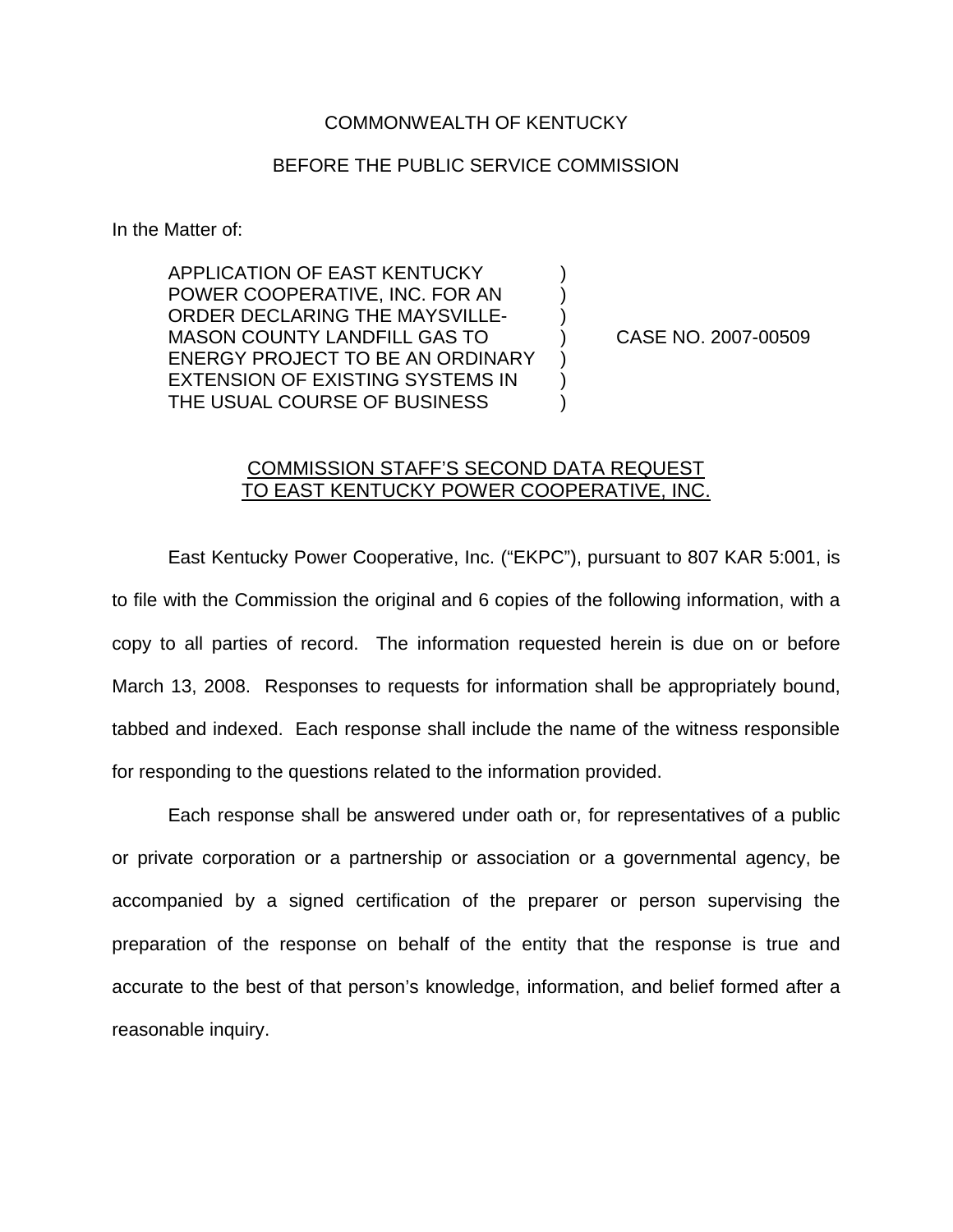COMMONWEALTH OF KENTUCKY

BEFORE THE PUBLIC SERVICE COMMISSION

In the Matter of:

| | | |
|---|---|---|
| APPLICATION OF EAST KENTUCKY POWER COOPERATIVE, INC. FOR AN ORDER DECLARING THE MAYSVILLE-MASON COUNTY LANDFILL GAS TO ENERGY PROJECT TO BE AN ORDINARY EXTENSION OF EXISTING SYSTEMS IN THE USUAL COURSE OF BUSINESS | ) | CASE NO. 2007-00509 |

COMMISSION STAFF'S SECOND DATA REQUEST TO EAST KENTUCKY POWER COOPERATIVE, INC.

East Kentucky Power Cooperative, Inc. ("EKPC"), pursuant to 807 KAR 5:001, is to file with the Commission the original and 6 copies of the following information, with a copy to all parties of record. The information requested herein is due on or before March 13, 2008. Responses to requests for information shall be appropriately bound, tabbed and indexed. Each response shall include the name of the witness responsible for responding to the questions related to the information provided.

Each response shall be answered under oath or, for representatives of a public or private corporation or a partnership or association or a governmental agency, be accompanied by a signed certification of the preparer or person supervising the preparation of the response on behalf of the entity that the response is true and accurate to the best of that person's knowledge, information, and belief formed after a reasonable inquiry.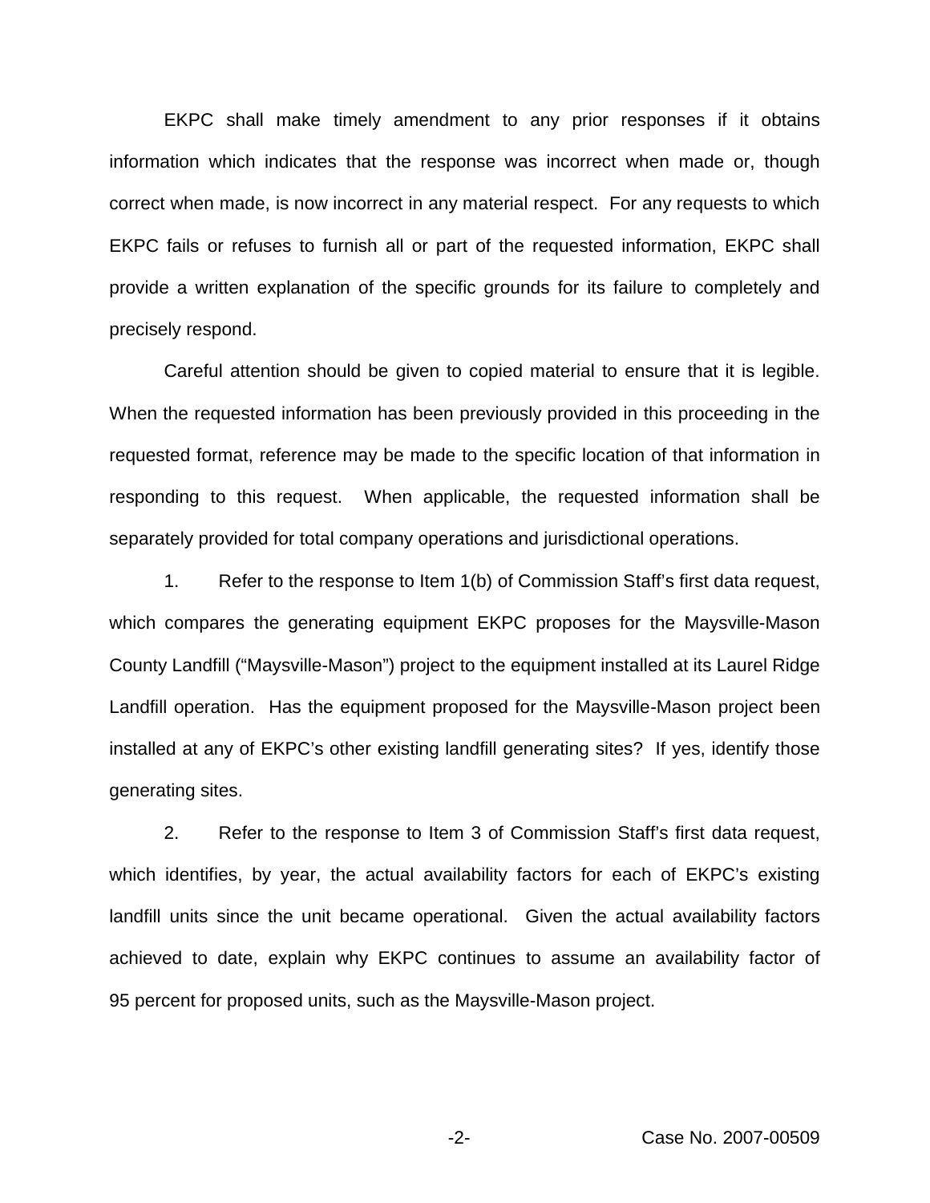EKPC shall make timely amendment to any prior responses if it obtains information which indicates that the response was incorrect when made or, though correct when made, is now incorrect in any material respect. For any requests to which EKPC fails or refuses to furnish all or part of the requested information, EKPC shall provide a written explanation of the specific grounds for its failure to completely and precisely respond.

Careful attention should be given to copied material to ensure that it is legible. When the requested information has been previously provided in this proceeding in the requested format, reference may be made to the specific location of that information in responding to this request. When applicable, the requested information shall be separately provided for total company operations and jurisdictional operations.

1. Refer to the response to Item 1(b) of Commission Staff's first data request, which compares the generating equipment EKPC proposes for the Maysville-Mason County Landfill ("Maysville-Mason") project to the equipment installed at its Laurel Ridge Landfill operation. Has the equipment proposed for the Maysville-Mason project been installed at any of EKPC's other existing landfill generating sites? If yes, identify those generating sites.

2. Refer to the response to Item 3 of Commission Staff's first data request, which identifies, by year, the actual availability factors for each of EKPC's existing landfill units since the unit became operational. Given the actual availability factors achieved to date, explain why EKPC continues to assume an availability factor of 95 percent for proposed units, such as the Maysville-Mason project.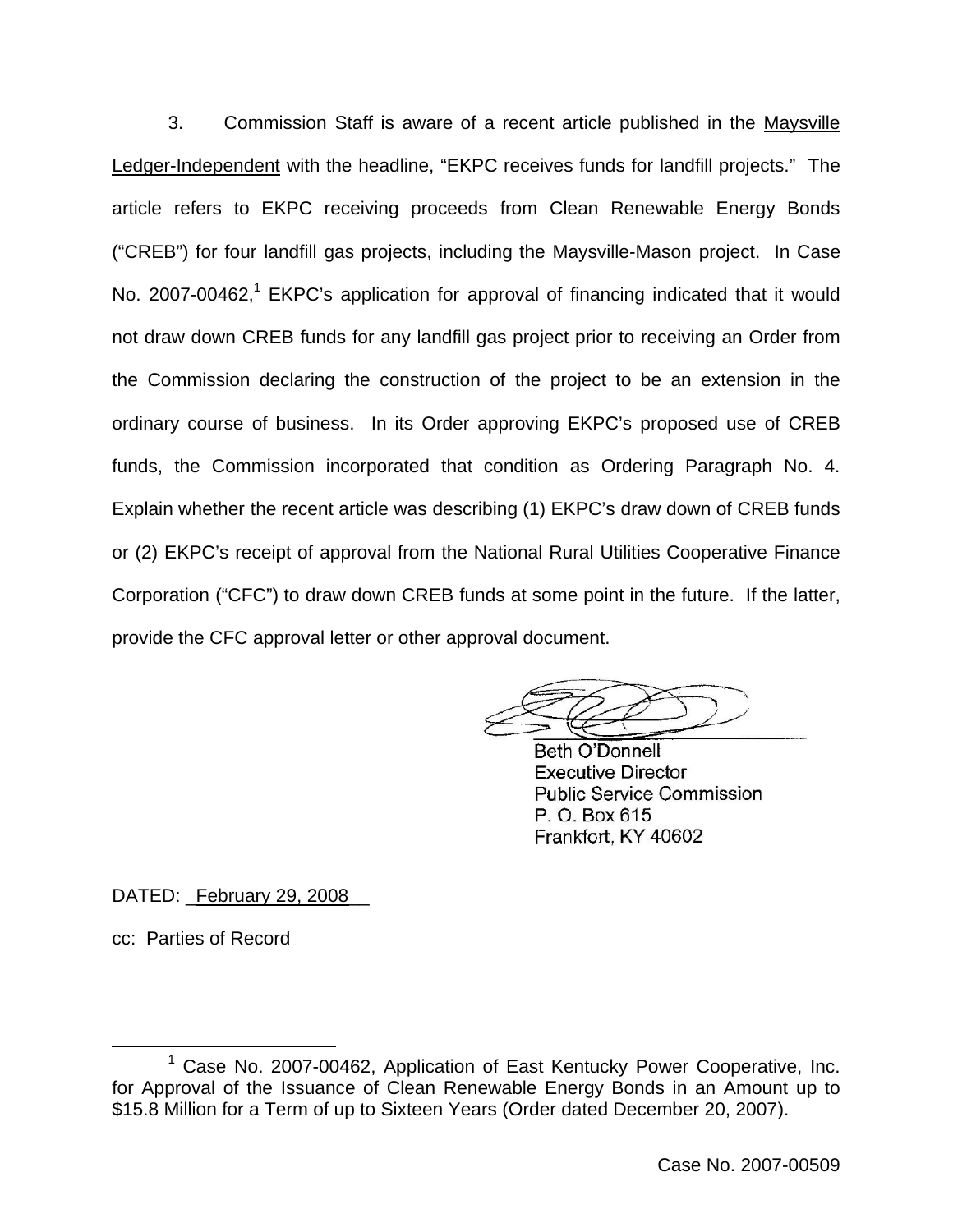3. Commission Staff is aware of a recent article published in the Maysville Ledger-Independent with the headline, "EKPC receives funds for landfill projects." The article refers to EKPC receiving proceeds from Clean Renewable Energy Bonds ("CREB") for four landfill gas projects, including the Maysville-Mason project. In Case No. 2007-00462,[1] EKPC's application for approval of financing indicated that it would not draw down CREB funds for any landfill gas project prior to receiving an Order from the Commission declaring the construction of the project to be an extension in the ordinary course of business. In its Order approving EKPC's proposed use of CREB funds, the Commission incorporated that condition as Ordering Paragraph No. 4. Explain whether the recent article was describing (1) EKPC's draw down of CREB funds or (2) EKPC's receipt of approval from the National Rural Utilities Cooperative Finance Corporation ("CFC") to draw down CREB funds at some point in the future. If the latter, provide the CFC approval letter or other approval document.

Beth O'Donnell
Executive Director
Public Service Commission
P. O. Box 615
Frankfort, KY 40602

DATED: February 29, 2008

cc: Parties of Record

[1] Case No. 2007-00462, Application of East Kentucky Power Cooperative, Inc. for Approval of the Issuance of Clean Renewable Energy Bonds in an Amount up to $15.8 Million for a Term of up to Sixteen Years (Order dated December 20, 2007).

Case No. 2007-00509